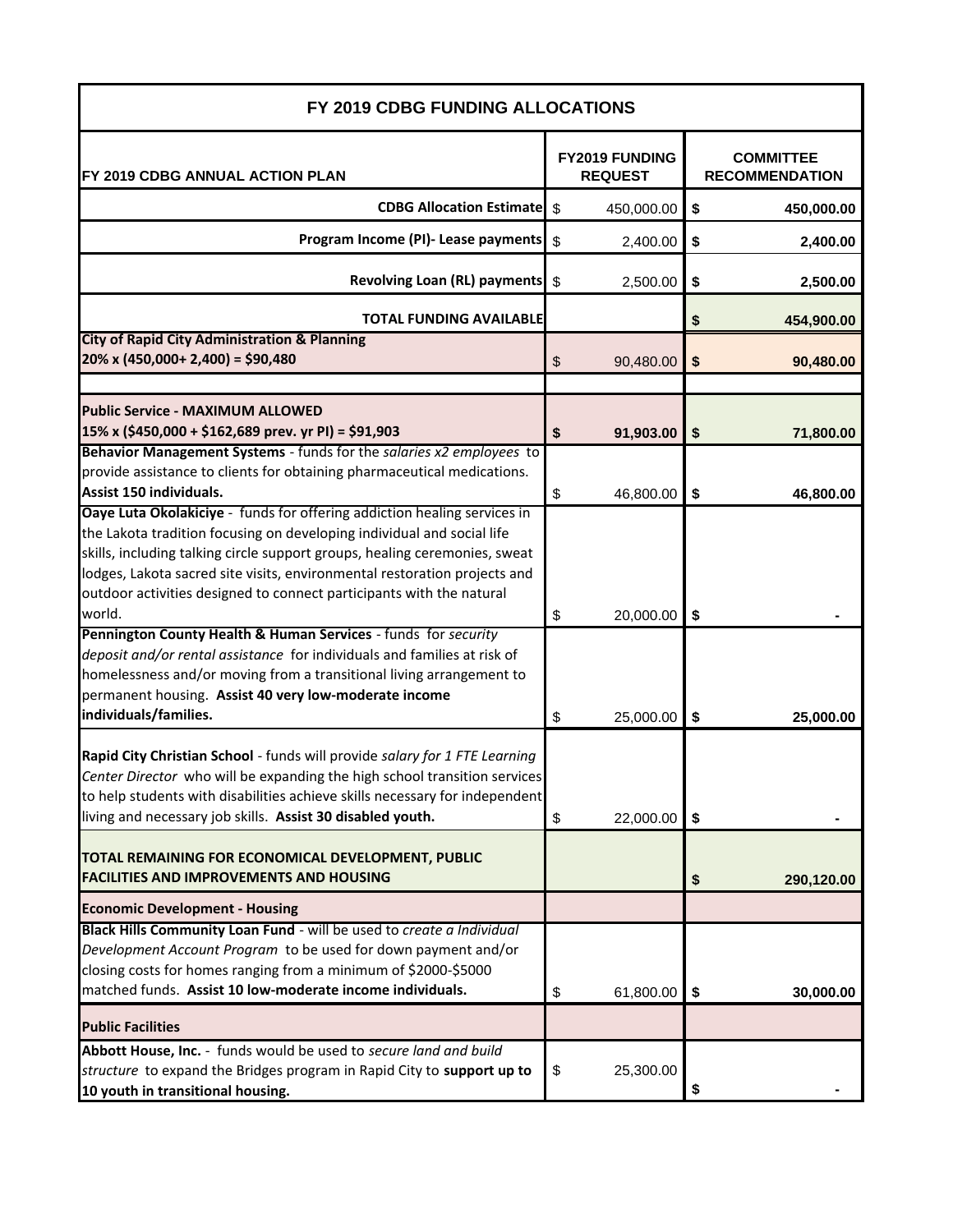| FY 2019 CDBG FUNDING ALLOCATIONS | | |
|---|---|---|
| **FY 2019 CDBG ANNUAL ACTION PLAN** | **FY2019 FUNDING REQUEST** | **COMMITTEE RECOMMENDATION** |
| **CDBG Allocation Estimate** | $ 450,000.00 | **$ 450,000.00** |
| **Program Income (PI)- Lease payments** | $ 2,400.00 | **$ 2,400.00** |
| **Revolving Loan (RL) payments** | $ 2,500.00 | **$ 2,500.00** |
| **TOTAL FUNDING AVAILABLE** | | **$ 454,900.00** |
| **City of Rapid City Administration & Planning**<br>**20% x (450,000+ 2,400) = $90,480** | $ 90,480.00 | **$ 90,480.00** |
| | | |
| **Public Service - MAXIMUM ALLOWED**<br>**15% x ($450,000 + $162,689 prev. yr PI) = $91,903** | **$ 91,903.00** | **$ 71,800.00** |
| **Behavior Management Systems** - funds for the *salaries x2 employees* to provide assistance to clients for obtaining pharmaceutical medications. **Assist 150 individuals.** | $ 46,800.00 | **$ 46,800.00** |
| **Oaye Luta Okolakiciye** - funds for offering addiction healing services in the Lakota tradition focusing on developing individual and social life skills, including talking circle support groups, healing ceremonies, sweat lodges, Lakota sacred site visits, environmental restoration projects and outdoor activities designed to connect participants with the natural world. | $ 20,000.00 | **$ -** |
| **Pennington County Health & Human Services** - funds for *security deposit and/or rental assistance* for individuals and families at risk of homelessness and/or moving from a transitional living arrangement to permanent housing. **Assist 40 very low-moderate income individuals/families.** | $ 25,000.00 | **$ 25,000.00** |
| **Rapid City Christian School** - funds will provide *salary for 1 FTE Learning Center Director* who will be expanding the high school transition services to help students with disabilities achieve skills necessary for independent living and necessary job skills. **Assist 30 disabled youth.** | $ 22,000.00 | **$ -** |
| **TOTAL REMAINING FOR ECONOMICAL DEVELOPMENT, PUBLIC FACILITIES AND IMPROVEMENTS AND HOUSING** | | **$ 290,120.00** |
| **Economic Development - Housing** | | |
| **Black Hills Community Loan Fund** - will be used to *create a Individual Development Account Program* to be used for down payment and/or closing costs for homes ranging from a minimum of $2000-$5000 matched funds. **Assist 10 low-moderate income individuals.** | $ 61,800.00 | **$ 30,000.00** |
| **Public Facilities** | | |
| **Abbott House, Inc.** - funds would be used to *secure land and build structure* to expand the Bridges program in Rapid City to **support up to 10 youth in transitional housing.** | $ 25,300.00 | **$ -** |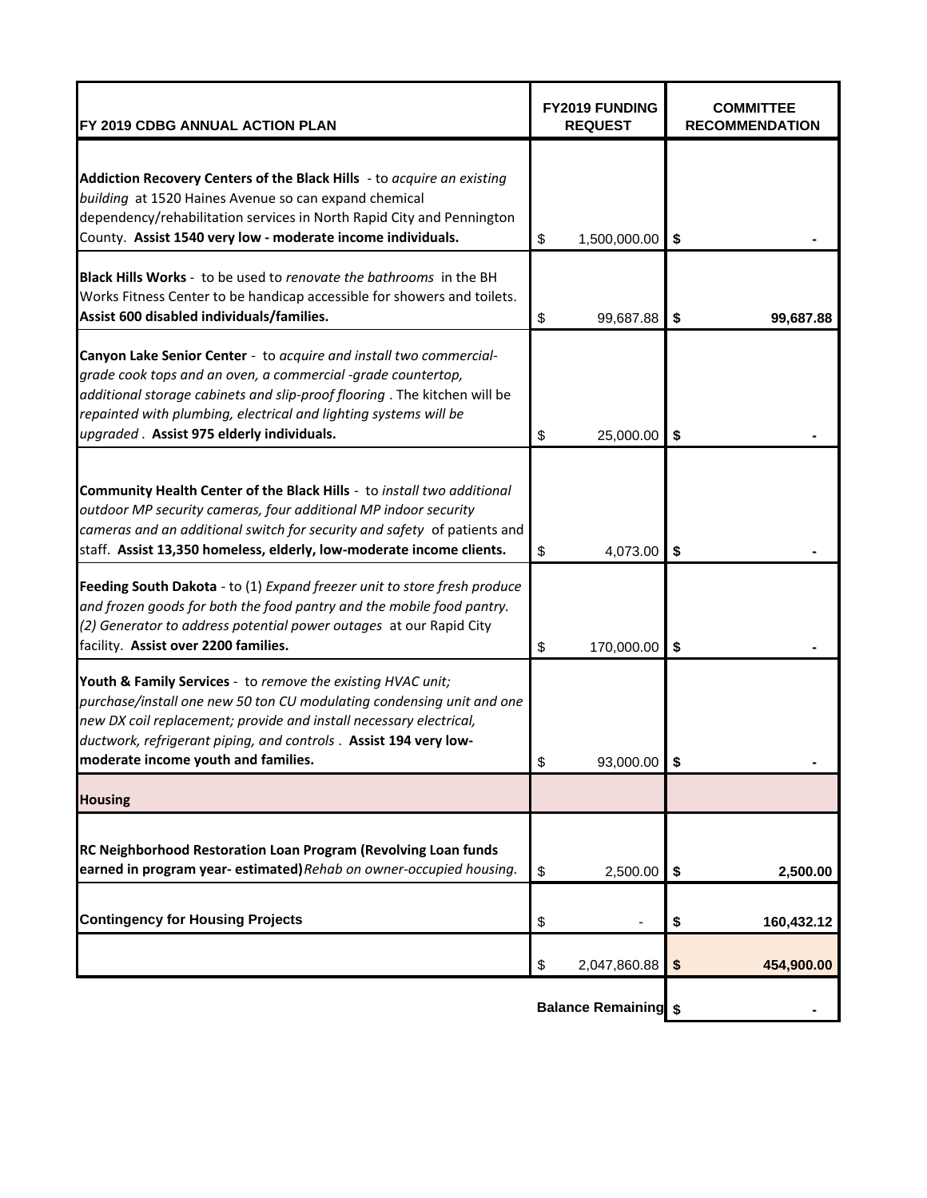| FY 2019 CDBG ANNUAL ACTION PLAN | FY2019 FUNDING REQUEST | COMMITTEE RECOMMENDATION |
|---|---|---|
| **Addiction Recovery Centers of the Black Hills** - to *acquire an existing building* at 1520 Haines Avenue so can expand chemical dependency/rehabilitation services in North Rapid City and Pennington County. **Assist 1540 very low - moderate income individuals.** | $ 1,500,000.00 | **$ -** |
| **Black Hills Works** - to be used to *renovate the bathrooms* in the BH Works Fitness Center to be handicap accessible for showers and toilets. **Assist 600 disabled individuals/families.** | $ 99,687.88 | **$ 99,687.88** |
| **Canyon Lake Senior Center** - to *acquire and install two commercial-grade cook tops and an oven, a commercial -grade countertop, additional storage cabinets and slip-proof flooring*. *The kitchen will be repainted with plumbing, electrical and lighting systems will be upgraded*. **Assist 975 elderly individuals.** | $ 25,000.00 | **$ -** |
| **Community Health Center of the Black Hills** - to *install two additional outdoor MP security cameras, four additional MP indoor security cameras and an additional switch for security and safety* of patients and staff. **Assist 13,350 homeless, elderly, low-moderate income clients.** | $ 4,073.00 | **$ -** |
| **Feeding South Dakota** - to (1) *Expand freezer unit to store fresh produce and frozen goods for both the food pantry and the mobile food pantry. (2) Generator to address potential power outages* at our Rapid City facility. **Assist over 2200 families.** | $ 170,000.00 | **$ -** |
| **Youth & Family Services** - to *remove the existing HVAC unit; purchase/install one new 50 ton CU modulating condensing unit and one new DX coil replacement; provide and install necessary electrical, ductwork, refrigerant piping, and controls*. **Assist 194 very low-moderate income youth and families.** | $ 93,000.00 | **$ -** |
| **Housing** | | |
| **RC Neighborhood Restoration Loan Program (Revolving Loan funds earned in program year- estimated)** *Rehab on owner-occupied housing.* | $ 2,500.00 | **$ 2,500.00** |
| **Contingency for Housing Projects** | $ - | **$ 160,432.12** |
| | $ 2,047,860.88 | **$ 454,900.00** |
| | **Balance Remaining** | **$ -** |